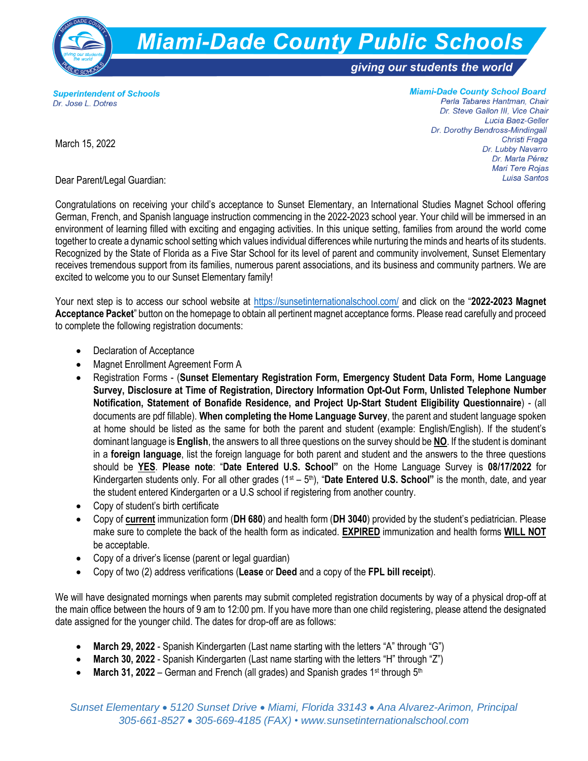# Miami-Dade County Public Schools

*giving our students the world*

**Superintendent of Schools**
*Dr. Jose L. Dotres*

**Miami-Dade County School Board**
*Perla Tabares Hantman, Chair*
*Dr. Steve Gallon III, Vice Chair*
*Lucia Baez-Geller*
*Dr. Dorothy Bendross-Mindingall*
*Christi Fraga*
*Dr. Lubby Navarro*
*Dr. Marta Pérez*
*Mari Tere Rojas*
*Luisa Santos*

March 15, 2022

Dear Parent/Legal Guardian:

Congratulations on receiving your child's acceptance to Sunset Elementary, an International Studies Magnet School offering German, French, and Spanish language instruction commencing in the 2022-2023 school year. Your child will be immersed in an environment of learning filled with exciting and engaging activities. In this unique setting, families from around the world come together to create a dynamic school setting which values individual differences while nurturing the minds and hearts of its students. Recognized by the State of Florida as a Five Star School for its level of parent and community involvement, Sunset Elementary receives tremendous support from its families, numerous parent associations, and its business and community partners. We are excited to welcome you to our Sunset Elementary family!

Your next step is to access our school website at https://sunsetinternationalschool.com/ and click on the "**2022-2023 Magnet Acceptance Packet**" button on the homepage to obtain all pertinent magnet acceptance forms. Please read carefully and proceed to complete the following registration documents:

- Declaration of Acceptance
- Magnet Enrollment Agreement Form A
- Registration Forms - (**Sunset Elementary Registration Form, Emergency Student Data Form, Home Language Survey, Disclosure at Time of Registration, Directory Information Opt-Out Form, Unlisted Telephone Number Notification, Statement of Bonafide Residence, and Project Up-Start Student Eligibility Questionnaire**) - (all documents are pdf fillable). **When completing the Home Language Survey**, the parent and student language spoken at home should be listed as the same for both the parent and student (example: English/English). If the student's dominant language is **English**, the answers to all three questions on the survey should be **NO**. If the student is dominant in a **foreign language**, list the foreign language for both parent and student and the answers to the three questions should be **YES**. **Please note**: "**Date Entered U.S. School"** on the Home Language Survey is **08/17/2022** for Kindergarten students only. For all other grades (1st – 5th), "**Date Entered U.S. School"** is the month, date, and year the student entered Kindergarten or a U.S school if registering from another country.
- Copy of student's birth certificate
- Copy of **current** immunization form (**DH 680**) and health form (**DH 3040**) provided by the student's pediatrician. Please make sure to complete the back of the health form as indicated. **EXPIRED** immunization and health forms **WILL NOT** be acceptable.
- Copy of a driver's license (parent or legal guardian)
- Copy of two (2) address verifications (**Lease** or **Deed** and a copy of the **FPL bill receipt**).

We will have designated mornings when parents may submit completed registration documents by way of a physical drop-off at the main office between the hours of 9 am to 12:00 pm. If you have more than one child registering, please attend the designated date assigned for the younger child. The dates for drop-off are as follows:

- **March 29, 2022** - Spanish Kindergarten (Last name starting with the letters "A" through "G")
- **March 30, 2022** - Spanish Kindergarten (Last name starting with the letters "H" through "Z")
- **March 31, 2022** – German and French (all grades) and Spanish grades 1st through 5th

*Sunset Elementary • 5120 Sunset Drive • Miami, Florida 33143 • Ana Alvarez-Arimon, Principal*
*305-661-8527 • 305-669-4185 (FAX) • www.sunsetinternationalschool.com*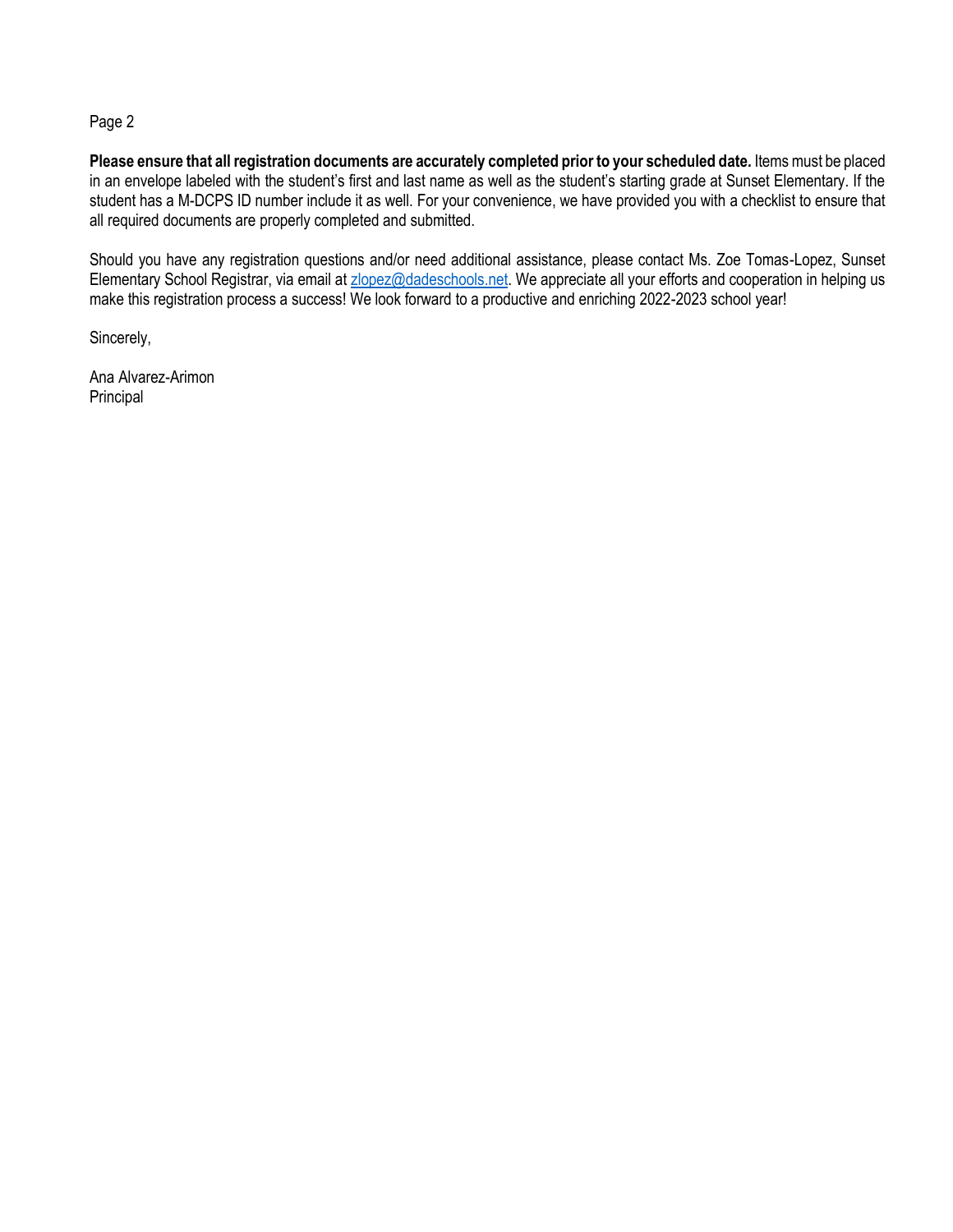**Please ensure that all registration documents are accurately completed prior to your scheduled date.** Items must be placed in an envelope labeled with the student's first and last name as well as the student's starting grade at Sunset Elementary. If the student has a M-DCPS ID number include it as well. For your convenience, we have provided you with a checklist to ensure that all required documents are properly completed and submitted.

Should you have any registration questions and/or need additional assistance, please contact Ms. Zoe Tomas-Lopez, Sunset Elementary School Registrar, via email at zlopez@dadeschools.net. We appreciate all your efforts and cooperation in helping us make this registration process a success! We look forward to a productive and enriching 2022-2023 school year!

Sincerely,

Ana Alvarez-Arimon
Principal